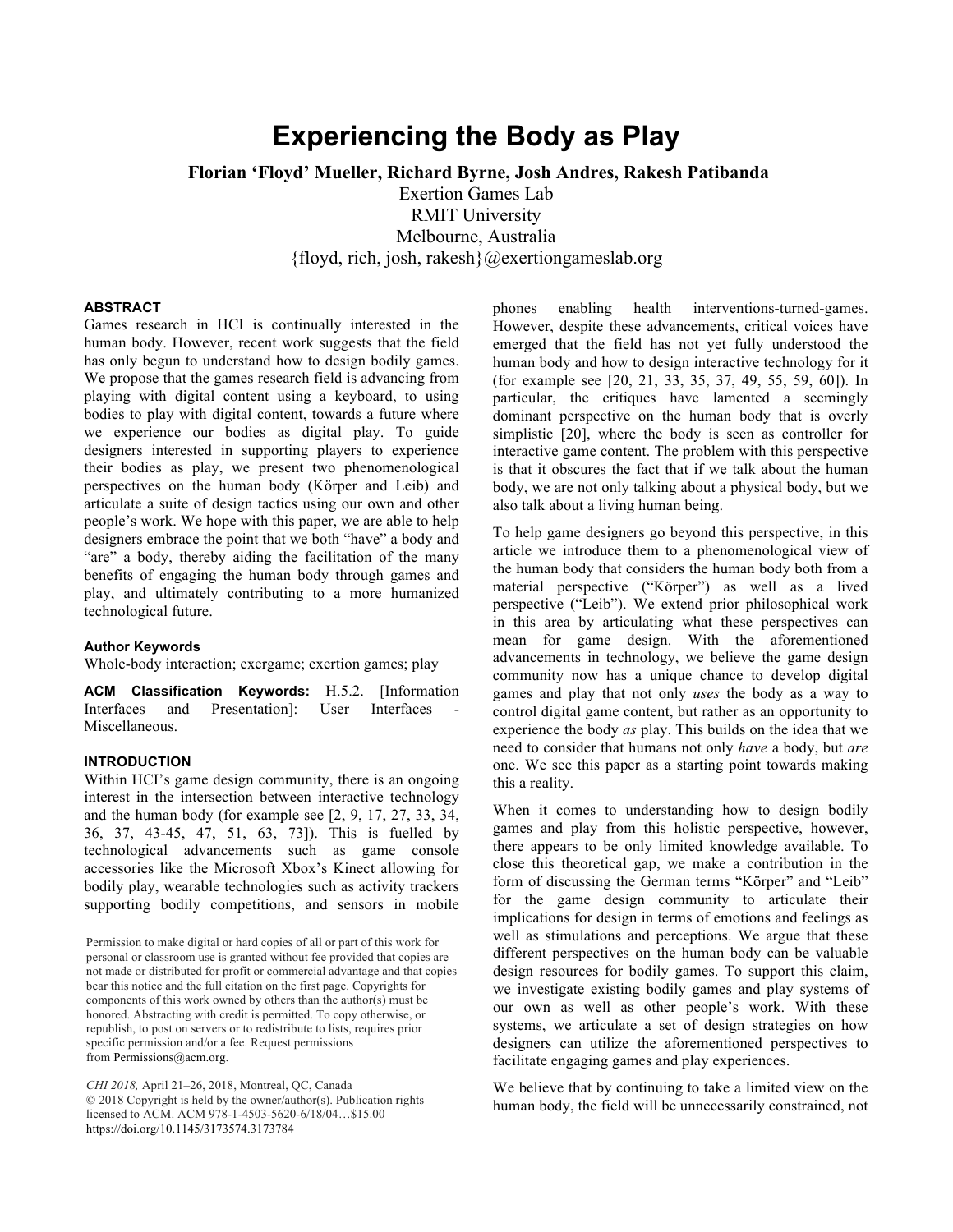# Experiencing the Body as Play

**Florian 'Floyd' Mueller, Richard Byrne, Josh Andres, Rakesh Patibanda**

Exertion Games Lab
RMIT University
Melbourne, Australia
{floyd, rich, josh, rakesh}@exertiongameslab.org

### ABSTRACT

Games research in HCI is continually interested in the human body. However, recent work suggests that the field has only begun to understand how to design bodily games. We propose that the games research field is advancing from playing with digital content using a keyboard, to using bodies to play with digital content, towards a future where we experience our bodies as digital play. To guide designers interested in supporting players to experience their bodies as play, we present two phenomenological perspectives on the human body (Körper and Leib) and articulate a suite of design tactics using our own and other people's work. We hope with this paper, we are able to help designers embrace the point that we both "have" a body and "are" a body, thereby aiding the facilitation of the many benefits of engaging the human body through games and play, and ultimately contributing to a more humanized technological future.

### Author Keywords

Whole-body interaction; exergame; exertion games; play

**ACM Classification Keywords:** H.5.2. [Information Interfaces and Presentation]: User Interfaces - Miscellaneous.

### INTRODUCTION

Within HCI's game design community, there is an ongoing interest in the intersection between interactive technology and the human body (for example see [2, 9, 17, 27, 33, 34, 36, 37, 43-45, 47, 51, 63, 73]). This is fuelled by technological advancements such as game console accessories like the Microsoft Xbox's Kinect allowing for bodily play, wearable technologies such as activity trackers supporting bodily competitions, and sensors in mobile phones enabling health interventions-turned-games. However, despite these advancements, critical voices have emerged that the field has not yet fully understood the human body and how to design interactive technology for it (for example see [20, 21, 33, 35, 37, 49, 55, 59, 60]). In particular, the critiques have lamented a seemingly dominant perspective on the human body that is overly simplistic [20], where the body is seen as controller for interactive game content. The problem with this perspective is that it obscures the fact that if we talk about the human body, we are not only talking about a physical body, but we also talk about a living human being.

To help game designers go beyond this perspective, in this article we introduce them to a phenomenological view of the human body that considers the human body both from a material perspective ("Körper") as well as a lived perspective ("Leib"). We extend prior philosophical work in this area by articulating what these perspectives can mean for game design. With the aforementioned advancements in technology, we believe the game design community now has a unique chance to develop digital games and play that not only *uses* the body as a way to control digital game content, but rather as an opportunity to experience the body *as* play. This builds on the idea that we need to consider that humans not only *have* a body, but *are* one. We see this paper as a starting point towards making this a reality.

When it comes to understanding how to design bodily games and play from this holistic perspective, however, there appears to be only limited knowledge available. To close this theoretical gap, we make a contribution in the form of discussing the German terms "Körper" and "Leib" for the game design community to articulate their implications for design in terms of emotions and feelings as well as stimulations and perceptions. We argue that these different perspectives on the human body can be valuable design resources for bodily games. To support this claim, we investigate existing bodily games and play systems of our own as well as other people's work. With these systems, we articulate a set of design strategies on how designers can utilize the aforementioned perspectives to facilitate engaging games and play experiences.

We believe that by continuing to take a limited view on the human body, the field will be unnecessarily constrained, not

Permission to make digital or hard copies of all or part of this work for personal or classroom use is granted without fee provided that copies are not made or distributed for profit or commercial advantage and that copies bear this notice and the full citation on the first page. Copyrights for components of this work owned by others than the author(s) must be honored. Abstracting with credit is permitted. To copy otherwise, or republish, to post on servers or to redistribute to lists, requires prior specific permission and/or a fee. Request permissions from Permissions@acm.org.

*CHI 2018*, April 21–26, 2018, Montreal, QC, Canada
© 2018 Copyright is held by the owner/author(s). Publication rights licensed to ACM. ACM 978-1-4503-5620-6/18/04…$15.00
https://doi.org/10.1145/3173574.3173784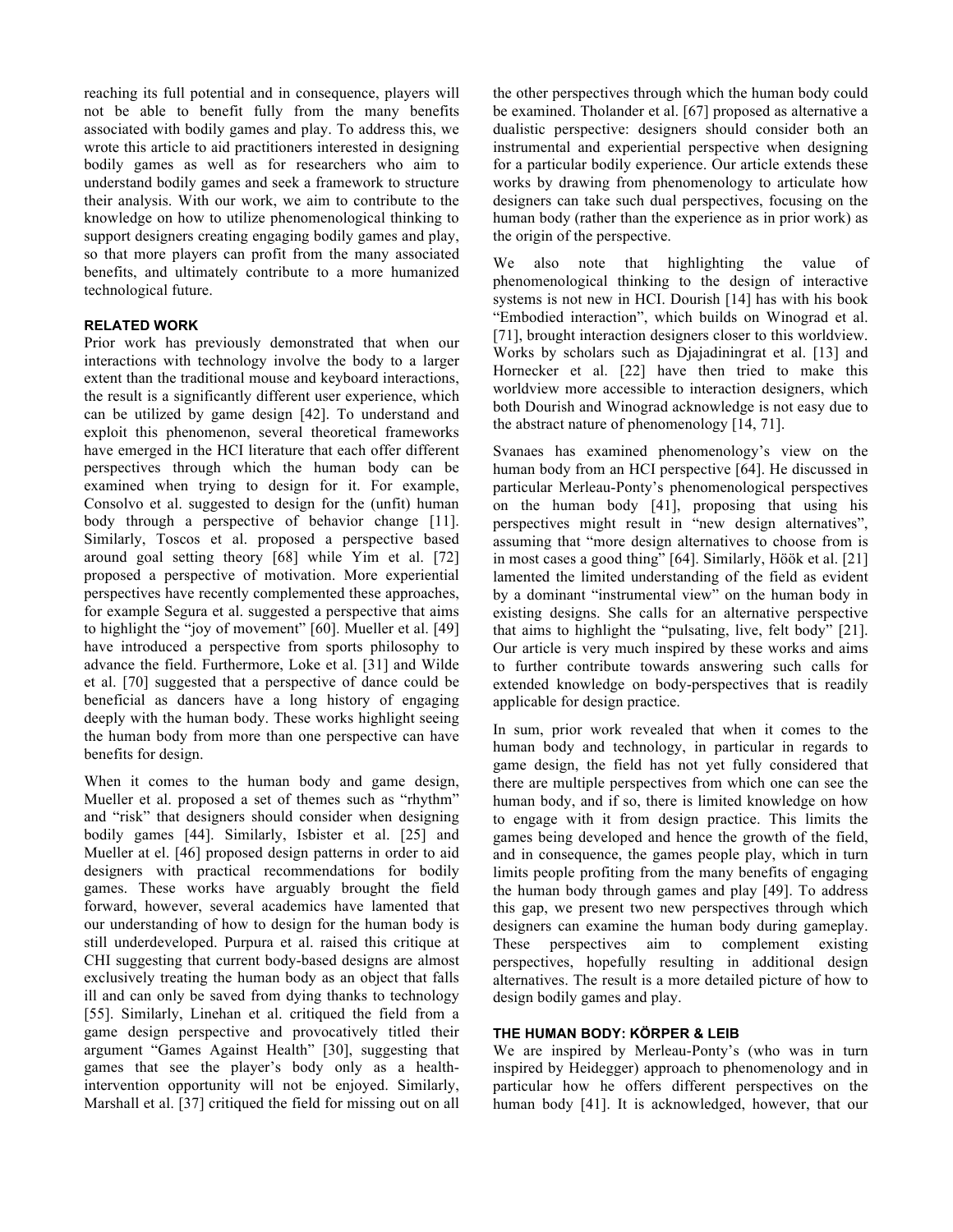reaching its full potential and in consequence, players will not be able to benefit fully from the many benefits associated with bodily games and play. To address this, we wrote this article to aid practitioners interested in designing bodily games as well as for researchers who aim to understand bodily games and seek a framework to structure their analysis. With our work, we aim to contribute to the knowledge on how to utilize phenomenological thinking to support designers creating engaging bodily games and play, so that more players can profit from the many associated benefits, and ultimately contribute to a more humanized technological future.

## RELATED WORK

Prior work has previously demonstrated that when our interactions with technology involve the body to a larger extent than the traditional mouse and keyboard interactions, the result is a significantly different user experience, which can be utilized by game design [42]. To understand and exploit this phenomenon, several theoretical frameworks have emerged in the HCI literature that each offer different perspectives through which the human body can be examined when trying to design for it. For example, Consolvo et al. suggested to design for the (unfit) human body through a perspective of behavior change [11]. Similarly, Toscos et al. proposed a perspective based around goal setting theory [68] while Yim et al. [72] proposed a perspective of motivation. More experiential perspectives have recently complemented these approaches, for example Segura et al. suggested a perspective that aims to highlight the "joy of movement" [60]. Mueller et al. [49] have introduced a perspective from sports philosophy to advance the field. Furthermore, Loke et al. [31] and Wilde et al. [70] suggested that a perspective of dance could be beneficial as dancers have a long history of engaging deeply with the human body. These works highlight seeing the human body from more than one perspective can have benefits for design.

When it comes to the human body and game design, Mueller et al. proposed a set of themes such as "rhythm" and "risk" that designers should consider when designing bodily games [44]. Similarly, Isbister et al. [25] and Mueller at el. [46] proposed design patterns in order to aid designers with practical recommendations for bodily games. These works have arguably brought the field forward, however, several academics have lamented that our understanding of how to design for the human body is still underdeveloped. Purpura et al. raised this critique at CHI suggesting that current body-based designs are almost exclusively treating the human body as an object that falls ill and can only be saved from dying thanks to technology [55]. Similarly, Linehan et al. critiqued the field from a game design perspective and provocatively titled their argument "Games Against Health" [30], suggesting that games that see the player's body only as a health-intervention opportunity will not be enjoyed. Similarly, Marshall et al. [37] critiqued the field for missing out on all the other perspectives through which the human body could be examined. Tholander et al. [67] proposed as alternative a dualistic perspective: designers should consider both an instrumental and experiential perspective when designing for a particular bodily experience. Our article extends these works by drawing from phenomenology to articulate how designers can take such dual perspectives, focusing on the human body (rather than the experience as in prior work) as the origin of the perspective.

We also note that highlighting the value of phenomenological thinking to the design of interactive systems is not new in HCI. Dourish [14] has with his book "Embodied interaction", which builds on Winograd et al. [71], brought interaction designers closer to this worldview. Works by scholars such as Djajadiningrat et al. [13] and Hornecker et al. [22] have then tried to make this worldview more accessible to interaction designers, which both Dourish and Winograd acknowledge is not easy due to the abstract nature of phenomenology [14, 71].

Svanaes has examined phenomenology's view on the human body from an HCI perspective [64]. He discussed in particular Merleau-Ponty's phenomenological perspectives on the human body [41], proposing that using his perspectives might result in "new design alternatives", assuming that "more design alternatives to choose from is in most cases a good thing" [64]. Similarly, Höök et al. [21] lamented the limited understanding of the field as evident by a dominant "instrumental view" on the human body in existing designs. She calls for an alternative perspective that aims to highlight the "pulsating, live, felt body" [21]. Our article is very much inspired by these works and aims to further contribute towards answering such calls for extended knowledge on body-perspectives that is readily applicable for design practice.

In sum, prior work revealed that when it comes to the human body and technology, in particular in regards to game design, the field has not yet fully considered that there are multiple perspectives from which one can see the human body, and if so, there is limited knowledge on how to engage with it from design practice. This limits the games being developed and hence the growth of the field, and in consequence, the games people play, which in turn limits people profiting from the many benefits of engaging the human body through games and play [49]. To address this gap, we present two new perspectives through which designers can examine the human body during gameplay. These perspectives aim to complement existing perspectives, hopefully resulting in additional design alternatives. The result is a more detailed picture of how to design bodily games and play.

## THE HUMAN BODY: KÖRPER & LEIB

We are inspired by Merleau-Ponty's (who was in turn inspired by Heidegger) approach to phenomenology and in particular how he offers different perspectives on the human body [41]. It is acknowledged, however, that our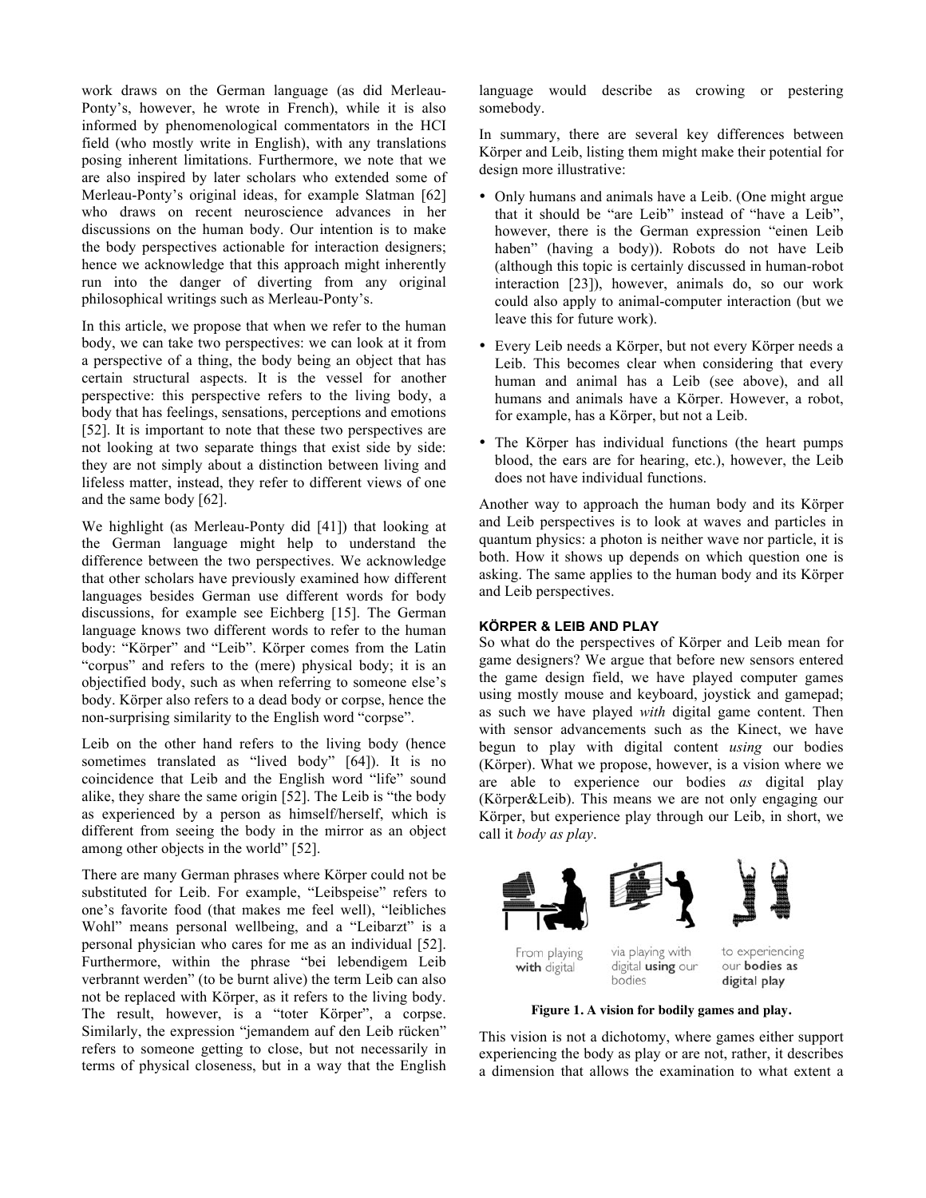work draws on the German language (as did Merleau-Ponty's, however, he wrote in French), while it is also informed by phenomenological commentators in the HCI field (who mostly write in English), with any translations posing inherent limitations. Furthermore, we note that we are also inspired by later scholars who extended some of Merleau-Ponty's original ideas, for example Slatman [62] who draws on recent neuroscience advances in her discussions on the human body. Our intention is to make the body perspectives actionable for interaction designers; hence we acknowledge that this approach might inherently run into the danger of diverting from any original philosophical writings such as Merleau-Ponty's.

In this article, we propose that when we refer to the human body, we can take two perspectives: we can look at it from a perspective of a thing, the body being an object that has certain structural aspects. It is the vessel for another perspective: this perspective refers to the living body, a body that has feelings, sensations, perceptions and emotions [52]. It is important to note that these two perspectives are not looking at two separate things that exist side by side: they are not simply about a distinction between living and lifeless matter, instead, they refer to different views of one and the same body [62].

We highlight (as Merleau-Ponty did [41]) that looking at the German language might help to understand the difference between the two perspectives. We acknowledge that other scholars have previously examined how different languages besides German use different words for body discussions, for example see Eichberg [15]. The German language knows two different words to refer to the human body: "Körper" and "Leib". Körper comes from the Latin "corpus" and refers to the (mere) physical body; it is an objectified body, such as when referring to someone else's body. Körper also refers to a dead body or corpse, hence the non-surprising similarity to the English word "corpse".

Leib on the other hand refers to the living body (hence sometimes translated as "lived body" [64]). It is no coincidence that Leib and the English word "life" sound alike, they share the same origin [52]. The Leib is "the body as experienced by a person as himself/herself, which is different from seeing the body in the mirror as an object among other objects in the world" [52].

There are many German phrases where Körper could not be substituted for Leib. For example, "Leibspeise" refers to one's favorite food (that makes me feel well), "leibliches Wohl" means personal wellbeing, and a "Leibarzt" is a personal physician who cares for me as an individual [52]. Furthermore, within the phrase "bei lebendigem Leib verbrannt werden" (to be burnt alive) the term Leib can also not be replaced with Körper, as it refers to the living body. The result, however, is a "toter Körper", a corpse. Similarly, the expression "jemandem auf den Leib rücken" refers to someone getting to close, but not necessarily in terms of physical closeness, but in a way that the English language would describe as crowing or pestering somebody.

In summary, there are several key differences between Körper and Leib, listing them might make their potential for design more illustrative:

- Only humans and animals have a Leib. (One might argue that it should be "are Leib" instead of "have a Leib", however, there is the German expression "einen Leib haben" (having a body)). Robots do not have Leib (although this topic is certainly discussed in human-robot interaction [23]), however, animals do, so our work could also apply to animal-computer interaction (but we leave this for future work).
- Every Leib needs a Körper, but not every Körper needs a Leib. This becomes clear when considering that every human and animal has a Leib (see above), and all humans and animals have a Körper. However, a robot, for example, has a Körper, but not a Leib.
- The Körper has individual functions (the heart pumps blood, the ears are for hearing, etc.), however, the Leib does not have individual functions.

Another way to approach the human body and its Körper and Leib perspectives is to look at waves and particles in quantum physics: a photon is neither wave nor particle, it is both. How it shows up depends on which question one is asking. The same applies to the human body and its Körper and Leib perspectives.

#### KÖRPER & LEIB AND PLAY

So what do the perspectives of Körper and Leib mean for game designers? We argue that before new sensors entered the game design field, we have played computer games using mostly mouse and keyboard, joystick and gamepad; as such we have played *with* digital game content. Then with sensor advancements such as the Kinect, we have begun to play with digital content *using* our bodies (Körper). What we propose, however, is a vision where we are able to experience our bodies *as* digital play (Körper&Leib). This means we are not only engaging our Körper, but experience play through our Leib, in short, we call it *body as play*.

From playing **with** digital — via playing with digital **using** our bodies — to experiencing our **bodies as digital play**

**Figure 1. A vision for bodily games and play.**

This vision is not a dichotomy, where games either support experiencing the body as play or are not, rather, it describes a dimension that allows the examination to what extent a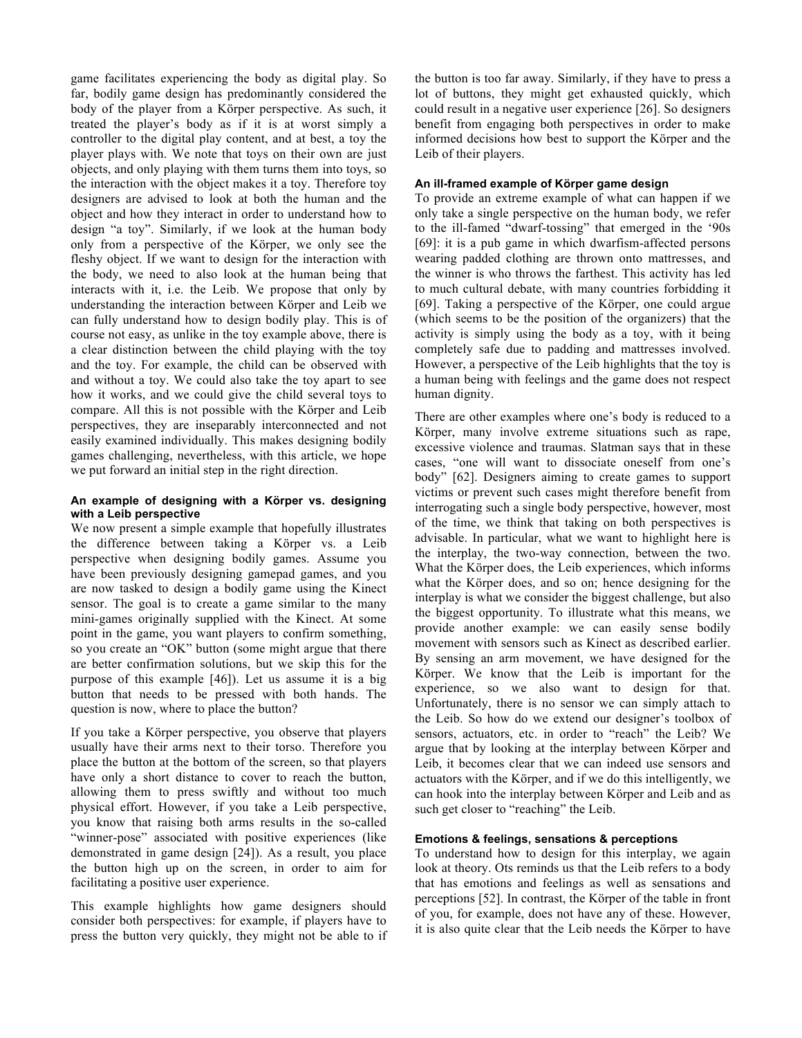game facilitates experiencing the body as digital play. So far, bodily game design has predominantly considered the body of the player from a Körper perspective. As such, it treated the player's body as if it is at worst simply a controller to the digital play content, and at best, a toy the player plays with. We note that toys on their own are just objects, and only playing with them turns them into toys, so the interaction with the object makes it a toy. Therefore toy designers are advised to look at both the human and the object and how they interact in order to understand how to design "a toy". Similarly, if we look at the human body only from a perspective of the Körper, we only see the fleshy object. If we want to design for the interaction with the body, we need to also look at the human being that interacts with it, i.e. the Leib. We propose that only by understanding the interaction between Körper and Leib we can fully understand how to design bodily play. This is of course not easy, as unlike in the toy example above, there is a clear distinction between the child playing with the toy and the toy. For example, the child can be observed with and without a toy. We could also take the toy apart to see how it works, and we could give the child several toys to compare. All this is not possible with the Körper and Leib perspectives, they are inseparably interconnected and not easily examined individually. This makes designing bodily games challenging, nevertheless, with this article, we hope we put forward an initial step in the right direction.

#### An example of designing with a Körper vs. designing with a Leib perspective

We now present a simple example that hopefully illustrates the difference between taking a Körper vs. a Leib perspective when designing bodily games. Assume you have been previously designing gamepad games, and you are now tasked to design a bodily game using the Kinect sensor. The goal is to create a game similar to the many mini-games originally supplied with the Kinect. At some point in the game, you want players to confirm something, so you create an "OK" button (some might argue that there are better confirmation solutions, but we skip this for the purpose of this example [46]). Let us assume it is a big button that needs to be pressed with both hands. The question is now, where to place the button?

If you take a Körper perspective, you observe that players usually have their arms next to their torso. Therefore you place the button at the bottom of the screen, so that players have only a short distance to cover to reach the button, allowing them to press swiftly and without too much physical effort. However, if you take a Leib perspective, you know that raising both arms results in the so-called "winner-pose" associated with positive experiences (like demonstrated in game design [24]). As a result, you place the button high up on the screen, in order to aim for facilitating a positive user experience.

This example highlights how game designers should consider both perspectives: for example, if players have to press the button very quickly, they might not be able to if the button is too far away. Similarly, if they have to press a lot of buttons, they might get exhausted quickly, which could result in a negative user experience [26]. So designers benefit from engaging both perspectives in order to make informed decisions how best to support the Körper and the Leib of their players.

#### An ill-framed example of Körper game design

To provide an extreme example of what can happen if we only take a single perspective on the human body, we refer to the ill-famed "dwarf-tossing" that emerged in the '90s [69]: it is a pub game in which dwarfism-affected persons wearing padded clothing are thrown onto mattresses, and the winner is who throws the farthest. This activity has led to much cultural debate, with many countries forbidding it [69]. Taking a perspective of the Körper, one could argue (which seems to be the position of the organizers) that the activity is simply using the body as a toy, with it being completely safe due to padding and mattresses involved. However, a perspective of the Leib highlights that the toy is a human being with feelings and the game does not respect human dignity.

There are other examples where one's body is reduced to a Körper, many involve extreme situations such as rape, excessive violence and traumas. Slatman says that in these cases, "one will want to dissociate oneself from one's body" [62]. Designers aiming to create games to support victims or prevent such cases might therefore benefit from interrogating such a single body perspective, however, most of the time, we think that taking on both perspectives is advisable. In particular, what we want to highlight here is the interplay, the two-way connection, between the two. What the Körper does, the Leib experiences, which informs what the Körper does, and so on; hence designing for the interplay is what we consider the biggest challenge, but also the biggest opportunity. To illustrate what this means, we provide another example: we can easily sense bodily movement with sensors such as Kinect as described earlier. By sensing an arm movement, we have designed for the Körper. We know that the Leib is important for the experience, so we also want to design for that. Unfortunately, there is no sensor we can simply attach to the Leib. So how do we extend our designer's toolbox of sensors, actuators, etc. in order to "reach" the Leib? We argue that by looking at the interplay between Körper and Leib, it becomes clear that we can indeed use sensors and actuators with the Körper, and if we do this intelligently, we can hook into the interplay between Körper and Leib and as such get closer to "reaching" the Leib.

#### Emotions & feelings, sensations & perceptions

To understand how to design for this interplay, we again look at theory. Ots reminds us that the Leib refers to a body that has emotions and feelings as well as sensations and perceptions [52]. In contrast, the Körper of the table in front of you, for example, does not have any of these. However, it is also quite clear that the Leib needs the Körper to have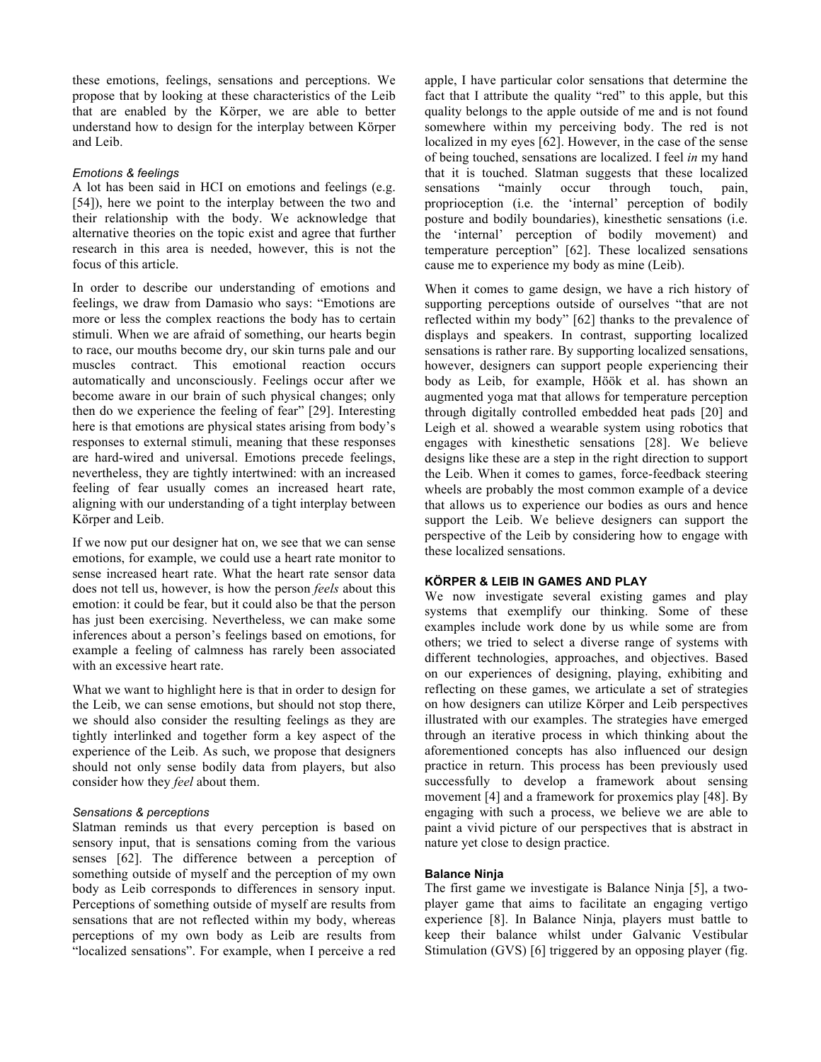these emotions, feelings, sensations and perceptions. We propose that by looking at these characteristics of the Leib that are enabled by the Körper, we are able to better understand how to design for the interplay between Körper and Leib.

### *Emotions & feelings*

A lot has been said in HCI on emotions and feelings (e.g. [54]), here we point to the interplay between the two and their relationship with the body. We acknowledge that alternative theories on the topic exist and agree that further research in this area is needed, however, this is not the focus of this article.

In order to describe our understanding of emotions and feelings, we draw from Damasio who says: "Emotions are more or less the complex reactions the body has to certain stimuli. When we are afraid of something, our hearts begin to race, our mouths become dry, our skin turns pale and our muscles contract. This emotional reaction occurs automatically and unconsciously. Feelings occur after we become aware in our brain of such physical changes; only then do we experience the feeling of fear" [29]. Interesting here is that emotions are physical states arising from body's responses to external stimuli, meaning that these responses are hard-wired and universal. Emotions precede feelings, nevertheless, they are tightly intertwined: with an increased feeling of fear usually comes an increased heart rate, aligning with our understanding of a tight interplay between Körper and Leib.

If we now put our designer hat on, we see that we can sense emotions, for example, we could use a heart rate monitor to sense increased heart rate. What the heart rate sensor data does not tell us, however, is how the person *feels* about this emotion: it could be fear, but it could also be that the person has just been exercising. Nevertheless, we can make some inferences about a person's feelings based on emotions, for example a feeling of calmness has rarely been associated with an excessive heart rate.

What we want to highlight here is that in order to design for the Leib, we can sense emotions, but should not stop there, we should also consider the resulting feelings as they are tightly interlinked and together form a key aspect of the experience of the Leib. As such, we propose that designers should not only sense bodily data from players, but also consider how they *feel* about them.

### *Sensations & perceptions*

Slatman reminds us that every perception is based on sensory input, that is sensations coming from the various senses [62]. The difference between a perception of something outside of myself and the perception of my own body as Leib corresponds to differences in sensory input. Perceptions of something outside of myself are results from sensations that are not reflected within my body, whereas perceptions of my own body as Leib are results from "localized sensations". For example, when I perceive a red apple, I have particular color sensations that determine the fact that I attribute the quality "red" to this apple, but this quality belongs to the apple outside of me and is not found somewhere within my perceiving body. The red is not localized in my eyes [62]. However, in the case of the sense of being touched, sensations are localized. I feel *in* my hand that it is touched. Slatman suggests that these localized sensations "mainly occur through touch, pain, proprioception (i.e. the 'internal' perception of bodily posture and bodily boundaries), kinesthetic sensations (i.e. the 'internal' perception of bodily movement) and temperature perception" [62]. These localized sensations cause me to experience my body as mine (Leib).

When it comes to game design, we have a rich history of supporting perceptions outside of ourselves "that are not reflected within my body" [62] thanks to the prevalence of displays and speakers. In contrast, supporting localized sensations is rather rare. By supporting localized sensations, however, designers can support people experiencing their body as Leib, for example, Höök et al. has shown an augmented yoga mat that allows for temperature perception through digitally controlled embedded heat pads [20] and Leigh et al. showed a wearable system using robotics that engages with kinesthetic sensations [28]. We believe designs like these are a step in the right direction to support the Leib. When it comes to games, force-feedback steering wheels are probably the most common example of a device that allows us to experience our bodies as ours and hence support the Leib. We believe designers can support the perspective of the Leib by considering how to engage with these localized sensations.

## KÖRPER & LEIB IN GAMES AND PLAY

We now investigate several existing games and play systems that exemplify our thinking. Some of these examples include work done by us while some are from others; we tried to select a diverse range of systems with different technologies, approaches, and objectives. Based on our experiences of designing, playing, exhibiting and reflecting on these games, we articulate a set of strategies on how designers can utilize Körper and Leib perspectives illustrated with our examples. The strategies have emerged through an iterative process in which thinking about the aforementioned concepts has also influenced our design practice in return. This process has been previously used successfully to develop a framework about sensing movement [4] and a framework for proxemics play [48]. By engaging with such a process, we believe we are able to paint a vivid picture of our perspectives that is abstract in nature yet close to design practice.

### Balance Ninja

The first game we investigate is Balance Ninja [5], a two-player game that aims to facilitate an engaging vertigo experience [8]. In Balance Ninja, players must battle to keep their balance whilst under Galvanic Vestibular Stimulation (GVS) [6] triggered by an opposing player (fig.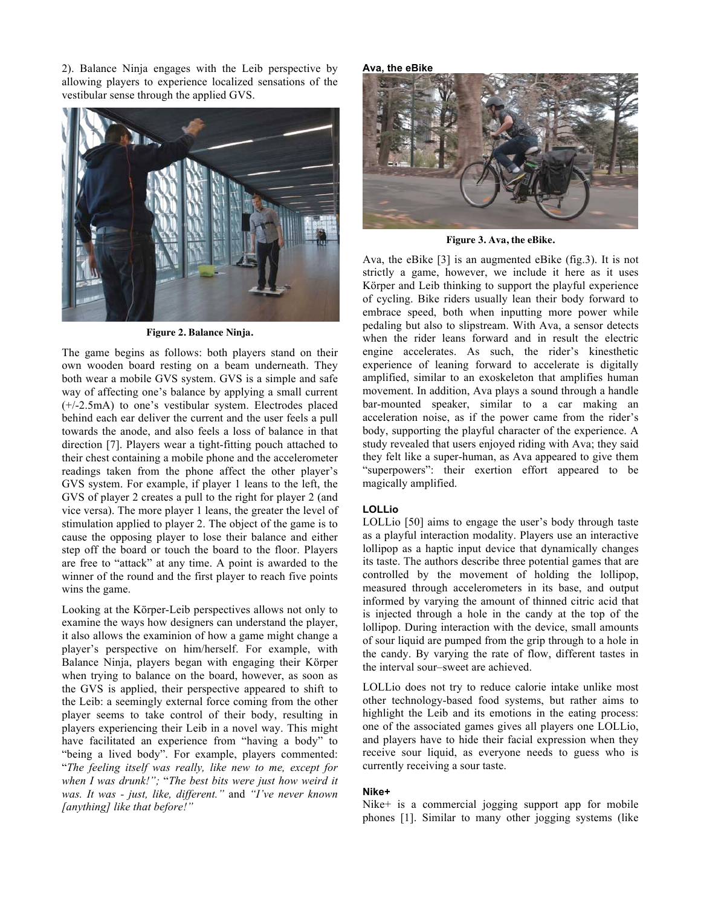2). Balance Ninja engages with the Leib perspective by allowing players to experience localized sensations of the vestibular sense through the applied GVS.

Figure 2. Balance Ninja.

The game begins as follows: both players stand on their own wooden board resting on a beam underneath. They both wear a mobile GVS system. GVS is a simple and safe way of affecting one's balance by applying a small current (+/-2.5mA) to one's vestibular system. Electrodes placed behind each ear deliver the current and the user feels a pull towards the anode, and also feels a loss of balance in that direction [7]. Players wear a tight-fitting pouch attached to their chest containing a mobile phone and the accelerometer readings taken from the phone affect the other player's GVS system. For example, if player 1 leans to the left, the GVS of player 2 creates a pull to the right for player 2 (and vice versa). The more player 1 leans, the greater the level of stimulation applied to player 2. The object of the game is to cause the opposing player to lose their balance and either step off the board or touch the board to the floor. Players are free to "attack" at any time. A point is awarded to the winner of the round and the first player to reach five points wins the game.

Looking at the Körper-Leib perspectives allows not only to examine the ways how designers can understand the player, it also allows the examinion of how a game might change a player's perspective on him/herself. For example, with Balance Ninja, players began with engaging their Körper when trying to balance on the board, however, as soon as the GVS is applied, their perspective appeared to shift to the Leib: a seemingly external force coming from the other player seems to take control of their body, resulting in players experiencing their Leib in a novel way. This might have facilitated an experience from "having a body" to "being a lived body". For example, players commented: "*The feeling itself was really, like new to me, except for when I was drunk!*"; "*The best bits were just how weird it was. It was - just, like, different.*" and *"I've never known [anything] like that before!"*

#### Ava, the eBike

Figure 3. Ava, the eBike.

Ava, the eBike [3] is an augmented eBike (fig.3). It is not strictly a game, however, we include it here as it uses Körper and Leib thinking to support the playful experience of cycling. Bike riders usually lean their body forward to embrace speed, both when inputting more power while pedaling but also to slipstream. With Ava, a sensor detects when the rider leans forward and in result the electric engine accelerates. As such, the rider's kinesthetic experience of leaning forward to accelerate is digitally amplified, similar to an exoskeleton that amplifies human movement. In addition, Ava plays a sound through a handle bar-mounted speaker, similar to a car making an acceleration noise, as if the power came from the rider's body, supporting the playful character of the experience. A study revealed that users enjoyed riding with Ava; they said they felt like a super-human, as Ava appeared to give them "superpowers": their exertion effort appeared to be magically amplified.

#### LOLLio

LOLLio [50] aims to engage the user's body through taste as a playful interaction modality. Players use an interactive lollipop as a haptic input device that dynamically changes its taste. The authors describe three potential games that are controlled by the movement of holding the lollipop, measured through accelerometers in its base, and output informed by varying the amount of thinned citric acid that is injected through a hole in the candy at the top of the lollipop. During interaction with the device, small amounts of sour liquid are pumped from the grip through to a hole in the candy. By varying the rate of flow, different tastes in the interval sour–sweet are achieved.

LOLLio does not try to reduce calorie intake unlike most other technology-based food systems, but rather aims to highlight the Leib and its emotions in the eating process: one of the associated games gives all players one LOLLio, and players have to hide their facial expression when they receive sour liquid, as everyone needs to guess who is currently receiving a sour taste.

#### Nike+

Nike+ is a commercial jogging support app for mobile phones [1]. Similar to many other jogging systems (like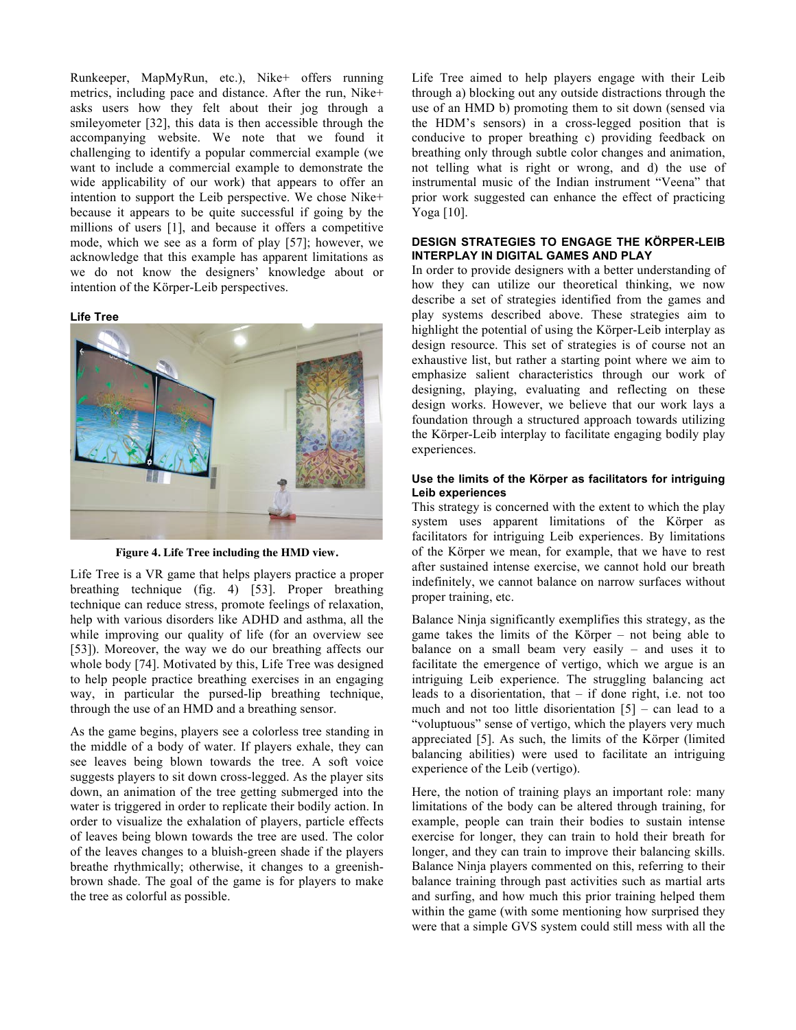Runkeeper, MapMyRun, etc.), Nike+ offers running metrics, including pace and distance. After the run, Nike+ asks users how they felt about their jog through a smileyometer [32], this data is then accessible through the accompanying website. We note that we found it challenging to identify a popular commercial example (we want to include a commercial example to demonstrate the wide applicability of our work) that appears to offer an intention to support the Leib perspective. We chose Nike+ because it appears to be quite successful if going by the millions of users [1], and because it offers a competitive mode, which we see as a form of play [57]; however, we acknowledge that this example has apparent limitations as we do not know the designers' knowledge about or intention of the Körper-Leib perspectives.

### Life Tree

**Figure 4. Life Tree including the HMD view.**

Life Tree is a VR game that helps players practice a proper breathing technique (fig. 4) [53]. Proper breathing technique can reduce stress, promote feelings of relaxation, help with various disorders like ADHD and asthma, all the while improving our quality of life (for an overview see [53]). Moreover, the way we do our breathing affects our whole body [74]. Motivated by this, Life Tree was designed to help people practice breathing exercises in an engaging way, in particular the pursed-lip breathing technique, through the use of an HMD and a breathing sensor.

As the game begins, players see a colorless tree standing in the middle of a body of water. If players exhale, they can see leaves being blown towards the tree. A soft voice suggests players to sit down cross-legged. As the player sits down, an animation of the tree getting submerged into the water is triggered in order to replicate their bodily action. In order to visualize the exhalation of players, particle effects of leaves being blown towards the tree are used. The color of the leaves changes to a bluish-green shade if the players breathe rhythmically; otherwise, it changes to a greenish-brown shade. The goal of the game is for players to make the tree as colorful as possible.

Life Tree aimed to help players engage with their Leib through a) blocking out any outside distractions through the use of an HMD b) promoting them to sit down (sensed via the HDM's sensors) in a cross-legged position that is conducive to proper breathing c) providing feedback on breathing only through subtle color changes and animation, not telling what is right or wrong, and d) the use of instrumental music of the Indian instrument "Veena" that prior work suggested can enhance the effect of practicing Yoga [10].

## DESIGN STRATEGIES TO ENGAGE THE KÖRPER-LEIB INTERPLAY IN DIGITAL GAMES AND PLAY

In order to provide designers with a better understanding of how they can utilize our theoretical thinking, we now describe a set of strategies identified from the games and play systems described above. These strategies aim to highlight the potential of using the Körper-Leib interplay as design resource. This set of strategies is of course not an exhaustive list, but rather a starting point where we aim to emphasize salient characteristics through our work of designing, playing, evaluating and reflecting on these design works. However, we believe that our work lays a foundation through a structured approach towards utilizing the Körper-Leib interplay to facilitate engaging bodily play experiences.

### Use the limits of the Körper as facilitators for intriguing Leib experiences

This strategy is concerned with the extent to which the play system uses apparent limitations of the Körper as facilitators for intriguing Leib experiences. By limitations of the Körper we mean, for example, that we have to rest after sustained intense exercise, we cannot hold our breath indefinitely, we cannot balance on narrow surfaces without proper training, etc.

Balance Ninja significantly exemplifies this strategy, as the game takes the limits of the Körper – not being able to balance on a small beam very easily – and uses it to facilitate the emergence of vertigo, which we argue is an intriguing Leib experience. The struggling balancing act leads to a disorientation, that – if done right, i.e. not too much and not too little disorientation [5] – can lead to a "voluptuous" sense of vertigo, which the players very much appreciated [5]. As such, the limits of the Körper (limited balancing abilities) were used to facilitate an intriguing experience of the Leib (vertigo).

Here, the notion of training plays an important role: many limitations of the body can be altered through training, for example, people can train their bodies to sustain intense exercise for longer, they can train to hold their breath for longer, and they can train to improve their balancing skills. Balance Ninja players commented on this, referring to their balance training through past activities such as martial arts and surfing, and how much this prior training helped them within the game (with some mentioning how surprised they were that a simple GVS system could still mess with all the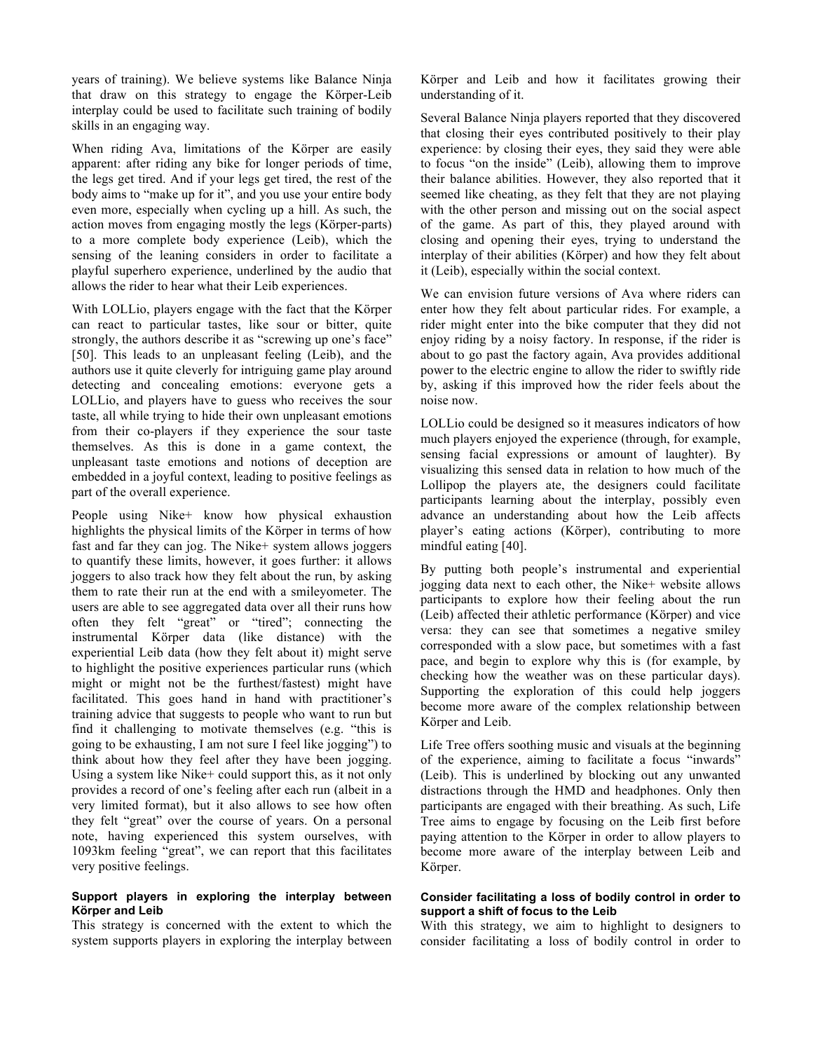years of training). We believe systems like Balance Ninja that draw on this strategy to engage the Körper-Leib interplay could be used to facilitate such training of bodily skills in an engaging way.

When riding Ava, limitations of the Körper are easily apparent: after riding any bike for longer periods of time, the legs get tired. And if your legs get tired, the rest of the body aims to "make up for it", and you use your entire body even more, especially when cycling up a hill. As such, the action moves from engaging mostly the legs (Körper-parts) to a more complete body experience (Leib), which the sensing of the leaning considers in order to facilitate a playful superhero experience, underlined by the audio that allows the rider to hear what their Leib experiences.

With LOLLio, players engage with the fact that the Körper can react to particular tastes, like sour or bitter, quite strongly, the authors describe it as "screwing up one's face" [50]. This leads to an unpleasant feeling (Leib), and the authors use it quite cleverly for intriguing game play around detecting and concealing emotions: everyone gets a LOLLio, and players have to guess who receives the sour taste, all while trying to hide their own unpleasant emotions from their co-players if they experience the sour taste themselves. As this is done in a game context, the unpleasant taste emotions and notions of deception are embedded in a joyful context, leading to positive feelings as part of the overall experience.

People using Nike+ know how physical exhaustion highlights the physical limits of the Körper in terms of how fast and far they can jog. The Nike+ system allows joggers to quantify these limits, however, it goes further: it allows joggers to also track how they felt about the run, by asking them to rate their run at the end with a smileyometer. The users are able to see aggregated data over all their runs how often they felt "great" or "tired"; connecting the instrumental Körper data (like distance) with the experiential Leib data (how they felt about it) might serve to highlight the positive experiences particular runs (which might or might not be the furthest/fastest) might have facilitated. This goes hand in hand with practitioner's training advice that suggests to people who want to run but find it challenging to motivate themselves (e.g. "this is going to be exhausting, I am not sure I feel like jogging") to think about how they feel after they have been jogging. Using a system like Nike+ could support this, as it not only provides a record of one's feeling after each run (albeit in a very limited format), but it also allows to see how often they felt "great" over the course of years. On a personal note, having experienced this system ourselves, with 1093km feeling "great", we can report that this facilitates very positive feelings.

#### Support players in exploring the interplay between Körper and Leib

This strategy is concerned with the extent to which the system supports players in exploring the interplay between Körper and Leib and how it facilitates growing their understanding of it.

Several Balance Ninja players reported that they discovered that closing their eyes contributed positively to their play experience: by closing their eyes, they said they were able to focus "on the inside" (Leib), allowing them to improve their balance abilities. However, they also reported that it seemed like cheating, as they felt that they are not playing with the other person and missing out on the social aspect of the game. As part of this, they played around with closing and opening their eyes, trying to understand the interplay of their abilities (Körper) and how they felt about it (Leib), especially within the social context.

We can envision future versions of Ava where riders can enter how they felt about particular rides. For example, a rider might enter into the bike computer that they did not enjoy riding by a noisy factory. In response, if the rider is about to go past the factory again, Ava provides additional power to the electric engine to allow the rider to swiftly ride by, asking if this improved how the rider feels about the noise now.

LOLLio could be designed so it measures indicators of how much players enjoyed the experience (through, for example, sensing facial expressions or amount of laughter). By visualizing this sensed data in relation to how much of the Lollipop the players ate, the designers could facilitate participants learning about the interplay, possibly even advance an understanding about how the Leib affects player's eating actions (Körper), contributing to more mindful eating [40].

By putting both people's instrumental and experiential jogging data next to each other, the Nike+ website allows participants to explore how their feeling about the run (Leib) affected their athletic performance (Körper) and vice versa: they can see that sometimes a negative smiley corresponded with a slow pace, but sometimes with a fast pace, and begin to explore why this is (for example, by checking how the weather was on these particular days). Supporting the exploration of this could help joggers become more aware of the complex relationship between Körper and Leib.

Life Tree offers soothing music and visuals at the beginning of the experience, aiming to facilitate a focus "inwards" (Leib). This is underlined by blocking out any unwanted distractions through the HMD and headphones. Only then participants are engaged with their breathing. As such, Life Tree aims to engage by focusing on the Leib first before paying attention to the Körper in order to allow players to become more aware of the interplay between Leib and Körper.

#### Consider facilitating a loss of bodily control in order to support a shift of focus to the Leib

With this strategy, we aim to highlight to designers to consider facilitating a loss of bodily control in order to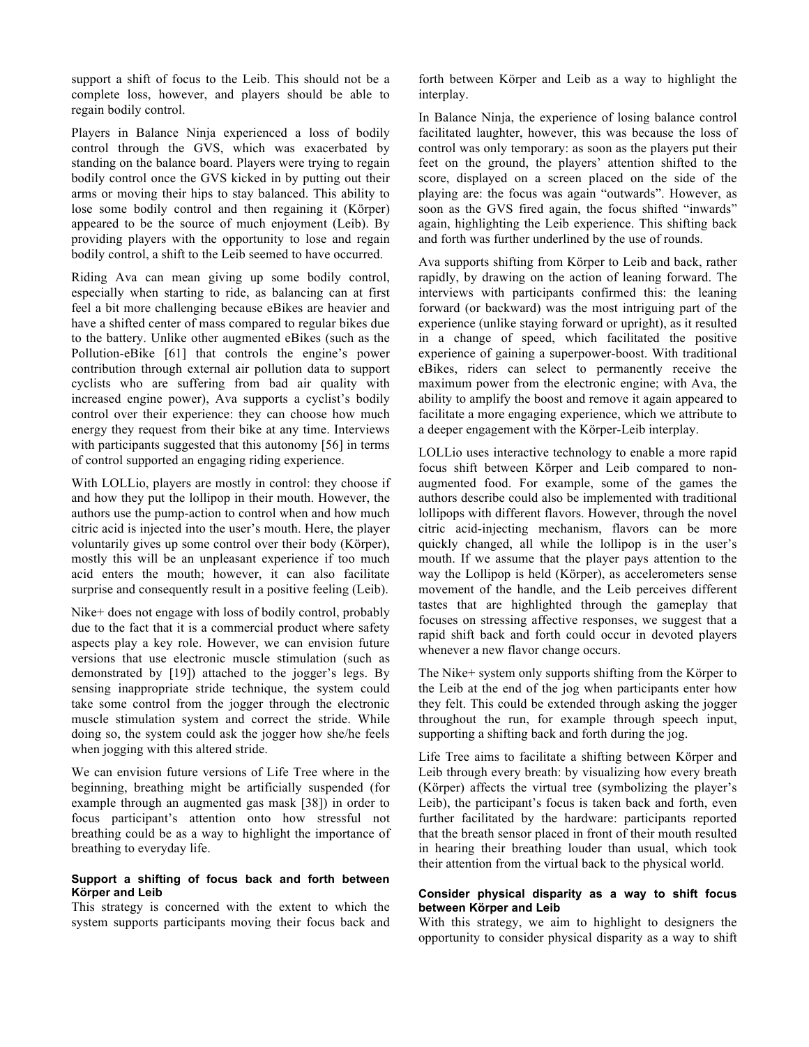support a shift of focus to the Leib. This should not be a complete loss, however, and players should be able to regain bodily control.

Players in Balance Ninja experienced a loss of bodily control through the GVS, which was exacerbated by standing on the balance board. Players were trying to regain bodily control once the GVS kicked in by putting out their arms or moving their hips to stay balanced. This ability to lose some bodily control and then regaining it (Körper) appeared to be the source of much enjoyment (Leib). By providing players with the opportunity to lose and regain bodily control, a shift to the Leib seemed to have occurred.

Riding Ava can mean giving up some bodily control, especially when starting to ride, as balancing can at first feel a bit more challenging because eBikes are heavier and have a shifted center of mass compared to regular bikes due to the battery. Unlike other augmented eBikes (such as the Pollution-eBike [61] that controls the engine's power contribution through external air pollution data to support cyclists who are suffering from bad air quality with increased engine power), Ava supports a cyclist's bodily control over their experience: they can choose how much energy they request from their bike at any time. Interviews with participants suggested that this autonomy [56] in terms of control supported an engaging riding experience.

With LOLLio, players are mostly in control: they choose if and how they put the lollipop in their mouth. However, the authors use the pump-action to control when and how much citric acid is injected into the user's mouth. Here, the player voluntarily gives up some control over their body (Körper), mostly this will be an unpleasant experience if too much acid enters the mouth; however, it can also facilitate surprise and consequently result in a positive feeling (Leib).

Nike+ does not engage with loss of bodily control, probably due to the fact that it is a commercial product where safety aspects play a key role. However, we can envision future versions that use electronic muscle stimulation (such as demonstrated by [19]) attached to the jogger's legs. By sensing inappropriate stride technique, the system could take some control from the jogger through the electronic muscle stimulation system and correct the stride. While doing so, the system could ask the jogger how she/he feels when jogging with this altered stride.

We can envision future versions of Life Tree where in the beginning, breathing might be artificially suspended (for example through an augmented gas mask [38]) in order to focus participant's attention onto how stressful not breathing could be as a way to highlight the importance of breathing to everyday life.

#### Support a shifting of focus back and forth between Körper and Leib

This strategy is concerned with the extent to which the system supports participants moving their focus back and forth between Körper and Leib as a way to highlight the interplay.

In Balance Ninja, the experience of losing balance control facilitated laughter, however, this was because the loss of control was only temporary: as soon as the players put their feet on the ground, the players' attention shifted to the score, displayed on a screen placed on the side of the playing are: the focus was again "outwards". However, as soon as the GVS fired again, the focus shifted "inwards" again, highlighting the Leib experience. This shifting back and forth was further underlined by the use of rounds.

Ava supports shifting from Körper to Leib and back, rather rapidly, by drawing on the action of leaning forward. The interviews with participants confirmed this: the leaning forward (or backward) was the most intriguing part of the experience (unlike staying forward or upright), as it resulted in a change of speed, which facilitated the positive experience of gaining a superpower-boost. With traditional eBikes, riders can select to permanently receive the maximum power from the electronic engine; with Ava, the ability to amplify the boost and remove it again appeared to facilitate a more engaging experience, which we attribute to a deeper engagement with the Körper-Leib interplay.

LOLLio uses interactive technology to enable a more rapid focus shift between Körper and Leib compared to non-augmented food. For example, some of the games the authors describe could also be implemented with traditional lollipops with different flavors. However, through the novel citric acid-injecting mechanism, flavors can be more quickly changed, all while the lollipop is in the user's mouth. If we assume that the player pays attention to the way the Lollipop is held (Körper), as accelerometers sense movement of the handle, and the Leib perceives different tastes that are highlighted through the gameplay that focuses on stressing affective responses, we suggest that a rapid shift back and forth could occur in devoted players whenever a new flavor change occurs.

The Nike+ system only supports shifting from the Körper to the Leib at the end of the jog when participants enter how they felt. This could be extended through asking the jogger throughout the run, for example through speech input, supporting a shifting back and forth during the jog.

Life Tree aims to facilitate a shifting between Körper and Leib through every breath: by visualizing how every breath (Körper) affects the virtual tree (symbolizing the player's Leib), the participant's focus is taken back and forth, even further facilitated by the hardware: participants reported that the breath sensor placed in front of their mouth resulted in hearing their breathing louder than usual, which took their attention from the virtual back to the physical world.

#### Consider physical disparity as a way to shift focus between Körper and Leib

With this strategy, we aim to highlight to designers the opportunity to consider physical disparity as a way to shift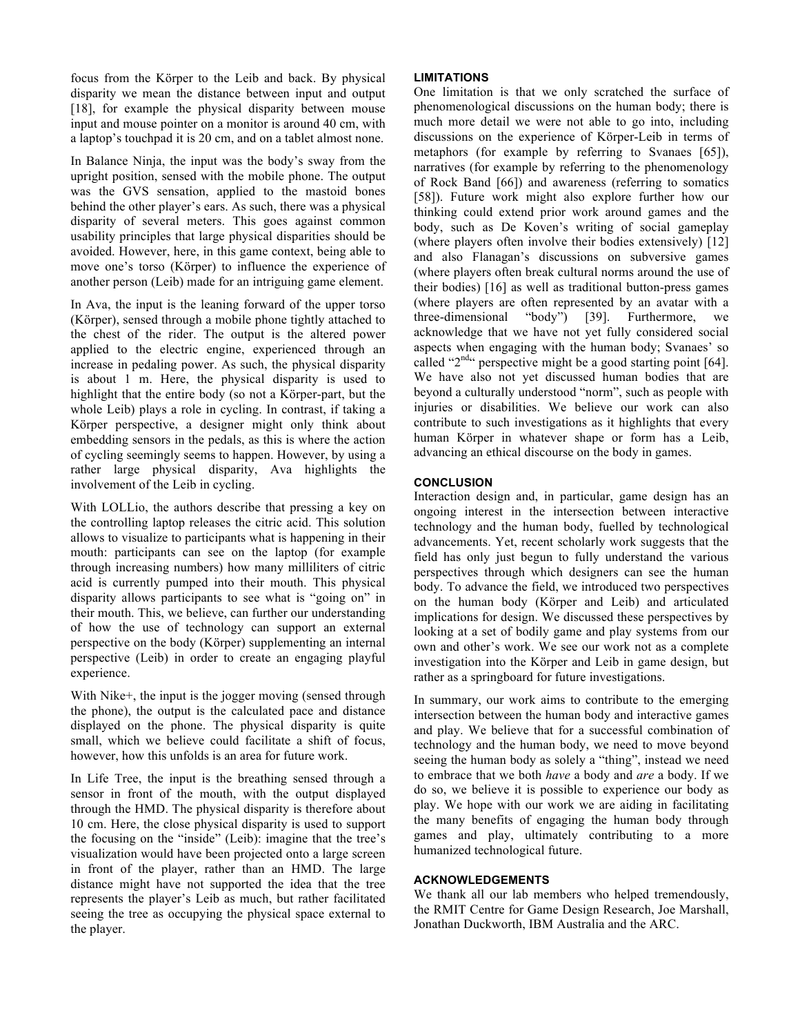focus from the Körper to the Leib and back. By physical disparity we mean the distance between input and output [18], for example the physical disparity between mouse input and mouse pointer on a monitor is around 40 cm, with a laptop's touchpad it is 20 cm, and on a tablet almost none.

In Balance Ninja, the input was the body's sway from the upright position, sensed with the mobile phone. The output was the GVS sensation, applied to the mastoid bones behind the other player's ears. As such, there was a physical disparity of several meters. This goes against common usability principles that large physical disparities should be avoided. However, here, in this game context, being able to move one's torso (Körper) to influence the experience of another person (Leib) made for an intriguing game element.

In Ava, the input is the leaning forward of the upper torso (Körper), sensed through a mobile phone tightly attached to the chest of the rider. The output is the altered power applied to the electric engine, experienced through an increase in pedaling power. As such, the physical disparity is about 1 m. Here, the physical disparity is used to highlight that the entire body (so not a Körper-part, but the whole Leib) plays a role in cycling. In contrast, if taking a Körper perspective, a designer might only think about embedding sensors in the pedals, as this is where the action of cycling seemingly seems to happen. However, by using a rather large physical disparity, Ava highlights the involvement of the Leib in cycling.

With LOLLio, the authors describe that pressing a key on the controlling laptop releases the citric acid. This solution allows to visualize to participants what is happening in their mouth: participants can see on the laptop (for example through increasing numbers) how many milliliters of citric acid is currently pumped into their mouth. This physical disparity allows participants to see what is "going on" in their mouth. This, we believe, can further our understanding of how the use of technology can support an external perspective on the body (Körper) supplementing an internal perspective (Leib) in order to create an engaging playful experience.

With Nike+, the input is the jogger moving (sensed through the phone), the output is the calculated pace and distance displayed on the phone. The physical disparity is quite small, which we believe could facilitate a shift of focus, however, how this unfolds is an area for future work.

In Life Tree, the input is the breathing sensed through a sensor in front of the mouth, with the output displayed through the HMD. The physical disparity is therefore about 10 cm. Here, the close physical disparity is used to support the focusing on the "inside" (Leib): imagine that the tree's visualization would have been projected onto a large screen in front of the player, rather than an HMD. The large distance might have not supported the idea that the tree represents the player's Leib as much, but rather facilitated seeing the tree as occupying the physical space external to the player.

## LIMITATIONS

One limitation is that we only scratched the surface of phenomenological discussions on the human body; there is much more detail we were not able to go into, including discussions on the experience of Körper-Leib in terms of metaphors (for example by referring to Svanaes [65]), narratives (for example by referring to the phenomenology of Rock Band [66]) and awareness (referring to somatics [58]). Future work might also explore further how our thinking could extend prior work around games and the body, such as De Koven's writing of social gameplay (where players often involve their bodies extensively) [12] and also Flanagan's discussions on subversive games (where players often break cultural norms around the use of their bodies) [16] as well as traditional button-press games (where players are often represented by an avatar with a three-dimensional "body") [39]. Furthermore, we acknowledge that we have not yet fully considered social aspects when engaging with the human body; Svanaes' so called "2nd" perspective might be a good starting point [64]. We have also not yet discussed human bodies that are beyond a culturally understood "norm", such as people with injuries or disabilities. We believe our work can also contribute to such investigations as it highlights that every human Körper in whatever shape or form has a Leib, advancing an ethical discourse on the body in games.

## CONCLUSION

Interaction design and, in particular, game design has an ongoing interest in the intersection between interactive technology and the human body, fuelled by technological advancements. Yet, recent scholarly work suggests that the field has only just begun to fully understand the various perspectives through which designers can see the human body. To advance the field, we introduced two perspectives on the human body (Körper and Leib) and articulated implications for design. We discussed these perspectives by looking at a set of bodily game and play systems from our own and other's work. We see our work not as a complete investigation into the Körper and Leib in game design, but rather as a springboard for future investigations.

In summary, our work aims to contribute to the emerging intersection between the human body and interactive games and play. We believe that for a successful combination of technology and the human body, we need to move beyond seeing the human body as solely a "thing", instead we need to embrace that we both *have* a body and *are* a body. If we do so, we believe it is possible to experience our body as play. We hope with our work we are aiding in facilitating the many benefits of engaging the human body through games and play, ultimately contributing to a more humanized technological future.

## ACKNOWLEDGEMENTS

We thank all our lab members who helped tremendously, the RMIT Centre for Game Design Research, Joe Marshall, Jonathan Duckworth, IBM Australia and the ARC.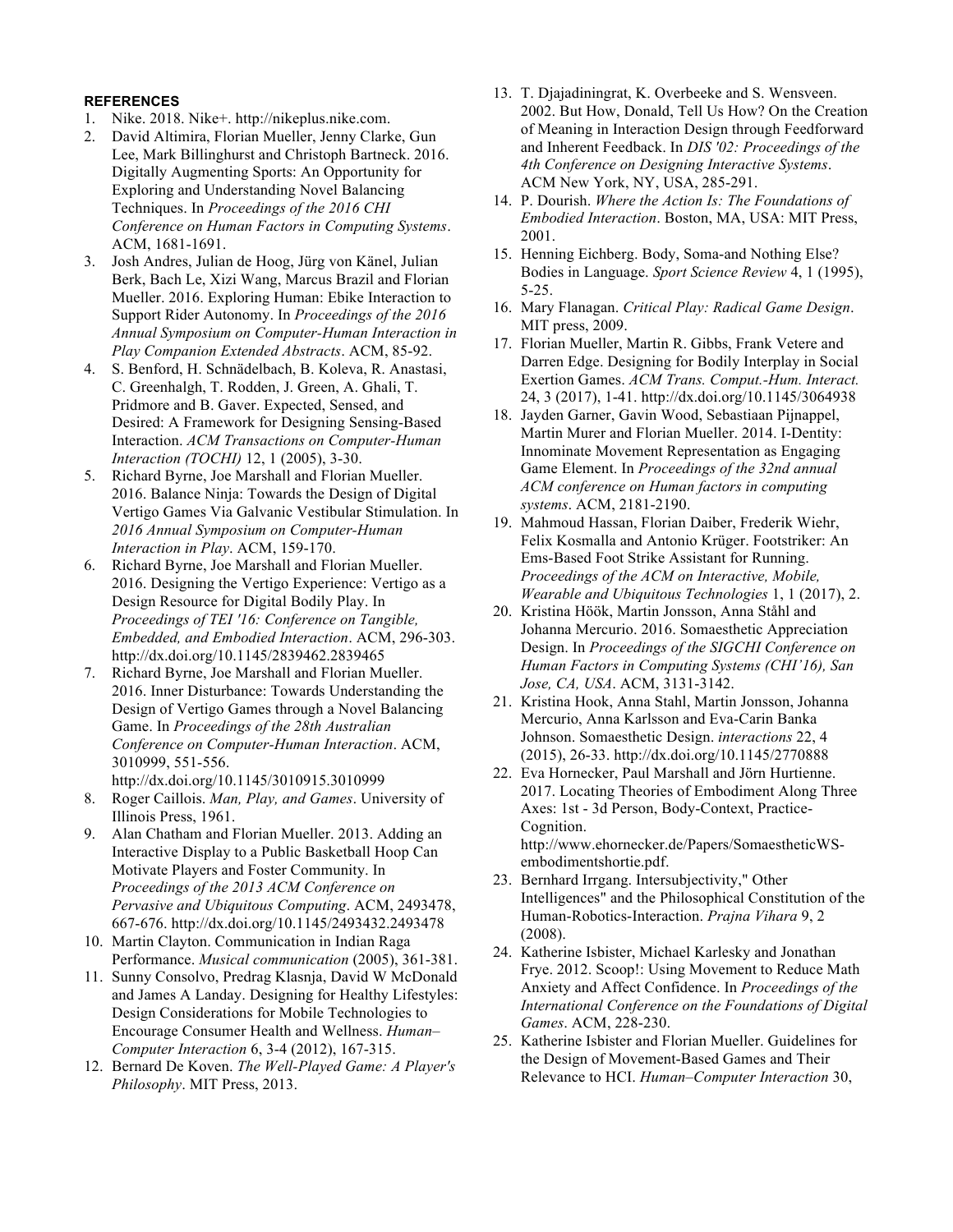**REFERENCES**

1. Nike. 2018. Nike+. http://nikeplus.nike.com.
2. David Altimira, Florian Mueller, Jenny Clarke, Gun Lee, Mark Billinghurst and Christoph Bartneck. 2016. Digitally Augmenting Sports: An Opportunity for Exploring and Understanding Novel Balancing Techniques. In *Proceedings of the 2016 CHI Conference on Human Factors in Computing Systems*. ACM, 1681-1691.
3. Josh Andres, Julian de Hoog, Jürg von Känel, Julian Berk, Bach Le, Xizi Wang, Marcus Brazil and Florian Mueller. 2016. Exploring Human: Ebike Interaction to Support Rider Autonomy. In *Proceedings of the 2016 Annual Symposium on Computer-Human Interaction in Play Companion Extended Abstracts*. ACM, 85-92.
4. S. Benford, H. Schnädelbach, B. Koleva, R. Anastasi, C. Greenhalgh, T. Rodden, J. Green, A. Ghali, T. Pridmore and B. Gaver. Expected, Sensed, and Desired: A Framework for Designing Sensing-Based Interaction. *ACM Transactions on Computer-Human Interaction (TOCHI)* 12, 1 (2005), 3-30.
5. Richard Byrne, Joe Marshall and Florian Mueller. 2016. Balance Ninja: Towards the Design of Digital Vertigo Games Via Galvanic Vestibular Stimulation. In *2016 Annual Symposium on Computer-Human Interaction in Play*. ACM, 159-170.
6. Richard Byrne, Joe Marshall and Florian Mueller. 2016. Designing the Vertigo Experience: Vertigo as a Design Resource for Digital Bodily Play. In *Proceedings of TEI '16: Conference on Tangible, Embedded, and Embodied Interaction*. ACM, 296-303. http://dx.doi.org/10.1145/2839462.2839465
7. Richard Byrne, Joe Marshall and Florian Mueller. 2016. Inner Disturbance: Towards Understanding the Design of Vertigo Games through a Novel Balancing Game. In *Proceedings of the 28th Australian Conference on Computer-Human Interaction*. ACM, 3010999, 551-556. http://dx.doi.org/10.1145/3010915.3010999
8. Roger Caillois. *Man, Play, and Games*. University of Illinois Press, 1961.
9. Alan Chatham and Florian Mueller. 2013. Adding an Interactive Display to a Public Basketball Hoop Can Motivate Players and Foster Community. In *Proceedings of the 2013 ACM Conference on Pervasive and Ubiquitous Computing*. ACM, 2493478, 667-676. http://dx.doi.org/10.1145/2493432.2493478
10. Martin Clayton. Communication in Indian Raga Performance. *Musical communication* (2005), 361-381.
11. Sunny Consolvo, Predrag Klasnja, David W McDonald and James A Landay. Designing for Healthy Lifestyles: Design Considerations for Mobile Technologies to Encourage Consumer Health and Wellness. *Human–Computer Interaction* 6, 3-4 (2012), 167-315.
12. Bernard De Koven. *The Well-Played Game: A Player's Philosophy*. MIT Press, 2013.
13. T. Djajadiningrat, K. Overbeeke and S. Wensveen. 2002. But How, Donald, Tell Us How? On the Creation of Meaning in Interaction Design through Feedforward and Inherent Feedback. In *DIS '02: Proceedings of the 4th Conference on Designing Interactive Systems*. ACM New York, NY, USA, 285-291.
14. P. Dourish. *Where the Action Is: The Foundations of Embodied Interaction*. Boston, MA, USA: MIT Press, 2001.
15. Henning Eichberg. Body, Soma-and Nothing Else? Bodies in Language. *Sport Science Review* 4, 1 (1995), 5-25.
16. Mary Flanagan. *Critical Play: Radical Game Design*. MIT press, 2009.
17. Florian Mueller, Martin R. Gibbs, Frank Vetere and Darren Edge. Designing for Bodily Interplay in Social Exertion Games. *ACM Trans. Comput.-Hum. Interact.* 24, 3 (2017), 1-41. http://dx.doi.org/10.1145/3064938
18. Jayden Garner, Gavin Wood, Sebastiaan Pijnappel, Martin Murer and Florian Mueller. 2014. I-Dentity: Innominate Movement Representation as Engaging Game Element. In *Proceedings of the 32nd annual ACM conference on Human factors in computing systems*. ACM, 2181-2190.
19. Mahmoud Hassan, Florian Daiber, Frederik Wiehr, Felix Kosmalla and Antonio Krüger. Footstriker: An Ems-Based Foot Strike Assistant for Running. *Proceedings of the ACM on Interactive, Mobile, Wearable and Ubiquitous Technologies* 1, 1 (2017), 2.
20. Kristina Höök, Martin Jonsson, Anna Ståhl and Johanna Mercurio. 2016. Somaesthetic Appreciation Design. In *Proceedings of the SIGCHI Conference on Human Factors in Computing Systems (CHI'16), San Jose, CA, USA*. ACM, 3131-3142.
21. Kristina Hook, Anna Stahl, Martin Jonsson, Johanna Mercurio, Anna Karlsson and Eva-Carin Banka Johnson. Somaesthetic Design. *interactions* 22, 4 (2015), 26-33. http://dx.doi.org/10.1145/2770888
22. Eva Hornecker, Paul Marshall and Jörn Hurtienne. 2017. Locating Theories of Embodiment Along Three Axes: 1st - 3d Person, Body-Context, Practice-Cognition. http://www.ehornecker.de/Papers/SomaestheticWS-embodimentshortie.pdf.
23. Bernhard Irrgang. Intersubjectivity," Other Intelligences" and the Philosophical Constitution of the Human-Robotics-Interaction. *Prajna Vihara* 9, 2 (2008).
24. Katherine Isbister, Michael Karlesky and Jonathan Frye. 2012. Scoop!: Using Movement to Reduce Math Anxiety and Affect Confidence. In *Proceedings of the International Conference on the Foundations of Digital Games*. ACM, 228-230.
25. Katherine Isbister and Florian Mueller. Guidelines for the Design of Movement-Based Games and Their Relevance to HCI. *Human–Computer Interaction* 30,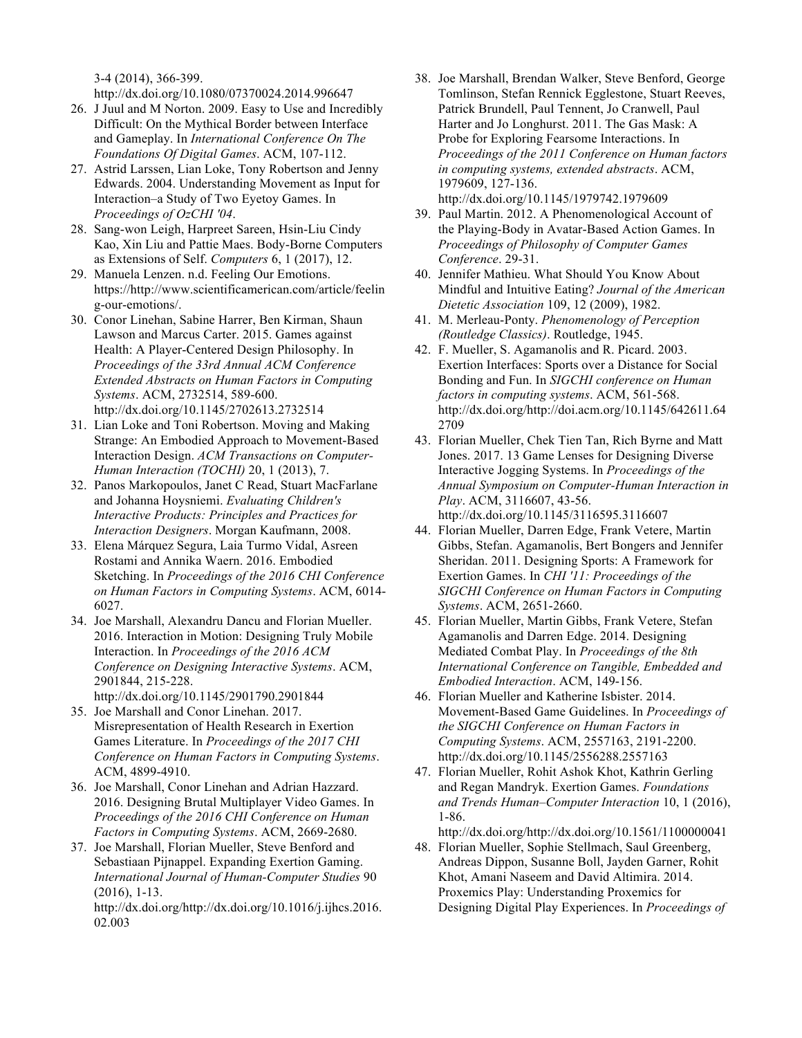3-4 (2014), 366-399. http://dx.doi.org/10.1080/07370024.2014.996647

26. J Juul and M Norton. 2009. Easy to Use and Incredibly Difficult: On the Mythical Border between Interface and Gameplay. In *International Conference On The Foundations Of Digital Games*. ACM, 107-112.
27. Astrid Larssen, Lian Loke, Tony Robertson and Jenny Edwards. 2004. Understanding Movement as Input for Interaction–a Study of Two Eyetoy Games. In *Proceedings of OzCHI '04*.
28. Sang-won Leigh, Harpreet Sareen, Hsin-Liu Cindy Kao, Xin Liu and Pattie Maes. Body-Borne Computers as Extensions of Self. *Computers* 6, 1 (2017), 12.
29. Manuela Lenzen. n.d. Feeling Our Emotions. https://http://www.scientificamerican.com/article/feeling-our-emotions/.
30. Conor Linehan, Sabine Harrer, Ben Kirman, Shaun Lawson and Marcus Carter. 2015. Games against Health: A Player-Centered Design Philosophy. In *Proceedings of the 33rd Annual ACM Conference Extended Abstracts on Human Factors in Computing Systems*. ACM, 2732514, 589-600. http://dx.doi.org/10.1145/2702613.2732514
31. Lian Loke and Toni Robertson. Moving and Making Strange: An Embodied Approach to Movement-Based Interaction Design. *ACM Transactions on Computer-Human Interaction (TOCHI)* 20, 1 (2013), 7.
32. Panos Markopoulos, Janet C Read, Stuart MacFarlane and Johanna Hoysniemi. *Evaluating Children's Interactive Products: Principles and Practices for Interaction Designers*. Morgan Kaufmann, 2008.
33. Elena Márquez Segura, Laia Turmo Vidal, Asreen Rostami and Annika Waern. 2016. Embodied Sketching. In *Proceedings of the 2016 CHI Conference on Human Factors in Computing Systems*. ACM, 6014-6027.
34. Joe Marshall, Alexandru Dancu and Florian Mueller. 2016. Interaction in Motion: Designing Truly Mobile Interaction. In *Proceedings of the 2016 ACM Conference on Designing Interactive Systems*. ACM, 2901844, 215-228. http://dx.doi.org/10.1145/2901790.2901844
35. Joe Marshall and Conor Linehan. 2017. Misrepresentation of Health Research in Exertion Games Literature. In *Proceedings of the 2017 CHI Conference on Human Factors in Computing Systems*. ACM, 4899-4910.
36. Joe Marshall, Conor Linehan and Adrian Hazzard. 2016. Designing Brutal Multiplayer Video Games. In *Proceedings of the 2016 CHI Conference on Human Factors in Computing Systems*. ACM, 2669-2680.
37. Joe Marshall, Florian Mueller, Steve Benford and Sebastiaan Pijnappel. Expanding Exertion Gaming. *International Journal of Human-Computer Studies* 90 (2016), 1-13. http://dx.doi.org/http://dx.doi.org/10.1016/j.ijhcs.2016.02.003
38. Joe Marshall, Brendan Walker, Steve Benford, George Tomlinson, Stefan Rennick Egglestone, Stuart Reeves, Patrick Brundell, Paul Tennent, Jo Cranwell, Paul Harter and Jo Longhurst. 2011. The Gas Mask: A Probe for Exploring Fearsome Interactions. In *Proceedings of the 2011 Conference on Human factors in computing systems, extended abstracts*. ACM, 1979609, 127-136. http://dx.doi.org/10.1145/1979742.1979609
39. Paul Martin. 2012. A Phenomenological Account of the Playing-Body in Avatar-Based Action Games. In *Proceedings of Philosophy of Computer Games Conference*. 29-31.
40. Jennifer Mathieu. What Should You Know About Mindful and Intuitive Eating? *Journal of the American Dietetic Association* 109, 12 (2009), 1982.
41. M. Merleau-Ponty. *Phenomenology of Perception (Routledge Classics)*. Routledge, 1945.
42. F. Mueller, S. Agamanolis and R. Picard. 2003. Exertion Interfaces: Sports over a Distance for Social Bonding and Fun. In *SIGCHI conference on Human factors in computing systems*. ACM, 561-568. http://dx.doi.org/http://doi.acm.org/10.1145/642611.642709
43. Florian Mueller, Chek Tien Tan, Rich Byrne and Matt Jones. 2017. 13 Game Lenses for Designing Diverse Interactive Jogging Systems. In *Proceedings of the Annual Symposium on Computer-Human Interaction in Play*. ACM, 3116607, 43-56. http://dx.doi.org/10.1145/3116595.3116607
44. Florian Mueller, Darren Edge, Frank Vetere, Martin Gibbs, Stefan. Agamanolis, Bert Bongers and Jennifer Sheridan. 2011. Designing Sports: A Framework for Exertion Games. In *CHI '11: Proceedings of the SIGCHI Conference on Human Factors in Computing Systems*. ACM, 2651-2660.
45. Florian Mueller, Martin Gibbs, Frank Vetere, Stefan Agamanolis and Darren Edge. 2014. Designing Mediated Combat Play. In *Proceedings of the 8th International Conference on Tangible, Embedded and Embodied Interaction*. ACM, 149-156.
46. Florian Mueller and Katherine Isbister. 2014. Movement-Based Game Guidelines. In *Proceedings of the SIGCHI Conference on Human Factors in Computing Systems*. ACM, 2557163, 2191-2200. http://dx.doi.org/10.1145/2556288.2557163
47. Florian Mueller, Rohit Ashok Khot, Kathrin Gerling and Regan Mandryk. Exertion Games. *Foundations and Trends Human–Computer Interaction* 10, 1 (2016), 1-86. http://dx.doi.org/http://dx.doi.org/10.1561/1100000041
48. Florian Mueller, Sophie Stellmach, Saul Greenberg, Andreas Dippon, Susanne Boll, Jayden Garner, Rohit Khot, Amani Naseem and David Altimira. 2014. Proxemics Play: Understanding Proxemics for Designing Digital Play Experiences. In *Proceedings of*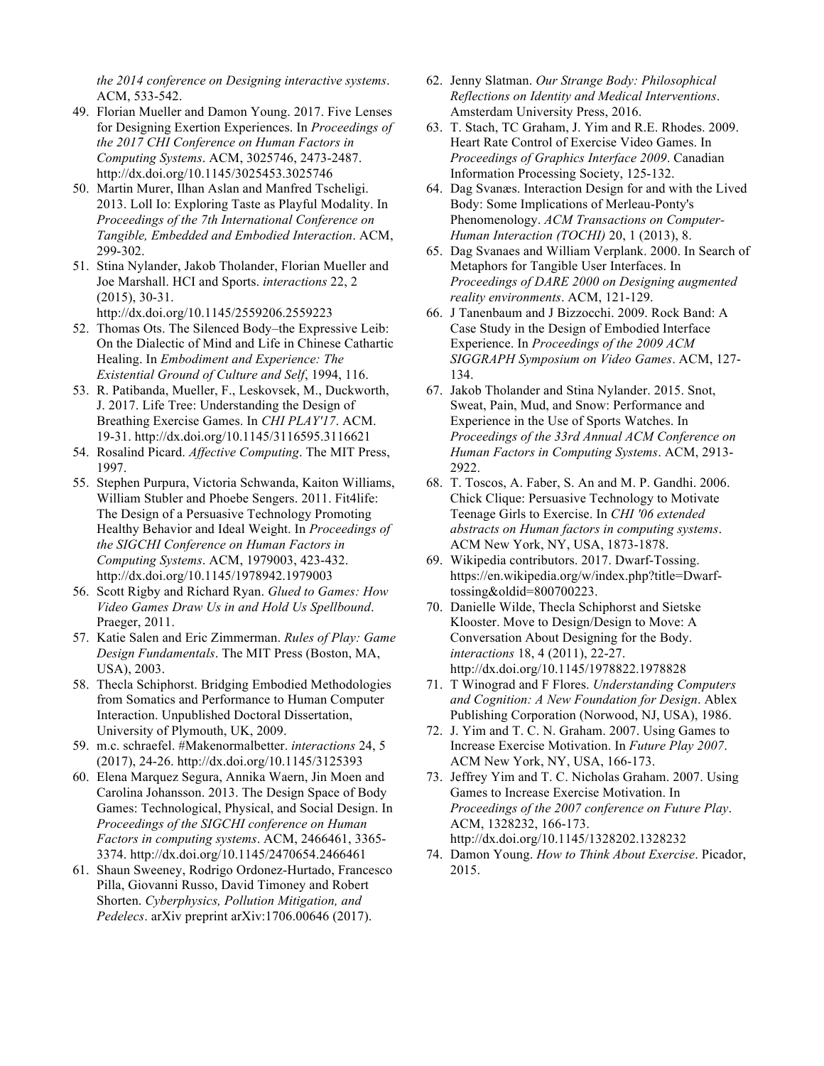*the 2014 conference on Designing interactive systems*. ACM, 533-542.

49. Florian Mueller and Damon Young. 2017. Five Lenses for Designing Exertion Experiences. In *Proceedings of the 2017 CHI Conference on Human Factors in Computing Systems*. ACM, 3025746, 2473-2487. http://dx.doi.org/10.1145/3025453.3025746
50. Martin Murer, Ilhan Aslan and Manfred Tscheligi. 2013. Loll Io: Exploring Taste as Playful Modality. In *Proceedings of the 7th International Conference on Tangible, Embedded and Embodied Interaction*. ACM, 299-302.
51. Stina Nylander, Jakob Tholander, Florian Mueller and Joe Marshall. HCI and Sports. *interactions* 22, 2 (2015), 30-31. http://dx.doi.org/10.1145/2559206.2559223
52. Thomas Ots. The Silenced Body–the Expressive Leib: On the Dialectic of Mind and Life in Chinese Cathartic Healing. In *Embodiment and Experience: The Existential Ground of Culture and Self*, 1994, 116.
53. R. Patibanda, Mueller, F., Leskovsek, M., Duckworth, J. 2017. Life Tree: Understanding the Design of Breathing Exercise Games. In *CHI PLAY'17*. ACM. 19-31. http://dx.doi.org/10.1145/3116595.3116621
54. Rosalind Picard. *Affective Computing*. The MIT Press, 1997.
55. Stephen Purpura, Victoria Schwanda, Kaiton Williams, William Stubler and Phoebe Sengers. 2011. Fit4life: The Design of a Persuasive Technology Promoting Healthy Behavior and Ideal Weight. In *Proceedings of the SIGCHI Conference on Human Factors in Computing Systems*. ACM, 1979003, 423-432. http://dx.doi.org/10.1145/1978942.1979003
56. Scott Rigby and Richard Ryan. *Glued to Games: How Video Games Draw Us in and Hold Us Spellbound*. Praeger, 2011.
57. Katie Salen and Eric Zimmerman. *Rules of Play: Game Design Fundamentals*. The MIT Press (Boston, MA, USA), 2003.
58. Thecla Schiphorst. Bridging Embodied Methodologies from Somatics and Performance to Human Computer Interaction. Unpublished Doctoral Dissertation, University of Plymouth, UK, 2009.
59. m.c. schraefel. #Makenormalbetter. *interactions* 24, 5 (2017), 24-26. http://dx.doi.org/10.1145/3125393
60. Elena Marquez Segura, Annika Waern, Jin Moen and Carolina Johansson. 2013. The Design Space of Body Games: Technological, Physical, and Social Design. In *Proceedings of the SIGCHI conference on Human Factors in computing systems*. ACM, 2466461, 3365-3374. http://dx.doi.org/10.1145/2470654.2466461
61. Shaun Sweeney, Rodrigo Ordonez-Hurtado, Francesco Pilla, Giovanni Russo, David Timoney and Robert Shorten. *Cyberphysics, Pollution Mitigation, and Pedelecs*. arXiv preprint arXiv:1706.00646 (2017).
62. Jenny Slatman. *Our Strange Body: Philosophical Reflections on Identity and Medical Interventions*. Amsterdam University Press, 2016.
63. T. Stach, TC Graham, J. Yim and R.E. Rhodes. 2009. Heart Rate Control of Exercise Video Games. In *Proceedings of Graphics Interface 2009*. Canadian Information Processing Society, 125-132.
64. Dag Svanæs. Interaction Design for and with the Lived Body: Some Implications of Merleau-Ponty's Phenomenology. *ACM Transactions on Computer-Human Interaction (TOCHI)* 20, 1 (2013), 8.
65. Dag Svanaes and William Verplank. 2000. In Search of Metaphors for Tangible User Interfaces. In *Proceedings of DARE 2000 on Designing augmented reality environments*. ACM, 121-129.
66. J Tanenbaum and J Bizzocchi. 2009. Rock Band: A Case Study in the Design of Embodied Interface Experience. In *Proceedings of the 2009 ACM SIGGRAPH Symposium on Video Games*. ACM, 127-134.
67. Jakob Tholander and Stina Nylander. 2015. Snot, Sweat, Pain, Mud, and Snow: Performance and Experience in the Use of Sports Watches. In *Proceedings of the 33rd Annual ACM Conference on Human Factors in Computing Systems*. ACM, 2913-2922.
68. T. Toscos, A. Faber, S. An and M. P. Gandhi. 2006. Chick Clique: Persuasive Technology to Motivate Teenage Girls to Exercise. In *CHI '06 extended abstracts on Human factors in computing systems*. ACM New York, NY, USA, 1873-1878.
69. Wikipedia contributors. 2017. Dwarf-Tossing. https://en.wikipedia.org/w/index.php?title=Dwarf-tossing&oldid=800700223.
70. Danielle Wilde, Thecla Schiphorst and Sietske Klooster. Move to Design/Design to Move: A Conversation About Designing for the Body. *interactions* 18, 4 (2011), 22-27. http://dx.doi.org/10.1145/1978822.1978828
71. T Winograd and F Flores. *Understanding Computers and Cognition: A New Foundation for Design*. Ablex Publishing Corporation (Norwood, NJ, USA), 1986.
72. J. Yim and T. C. N. Graham. 2007. Using Games to Increase Exercise Motivation. In *Future Play 2007*. ACM New York, NY, USA, 166-173.
73. Jeffrey Yim and T. C. Nicholas Graham. 2007. Using Games to Increase Exercise Motivation. In *Proceedings of the 2007 conference on Future Play*. ACM, 1328232, 166-173. http://dx.doi.org/10.1145/1328202.1328232
74. Damon Young. *How to Think About Exercise*. Picador, 2015.